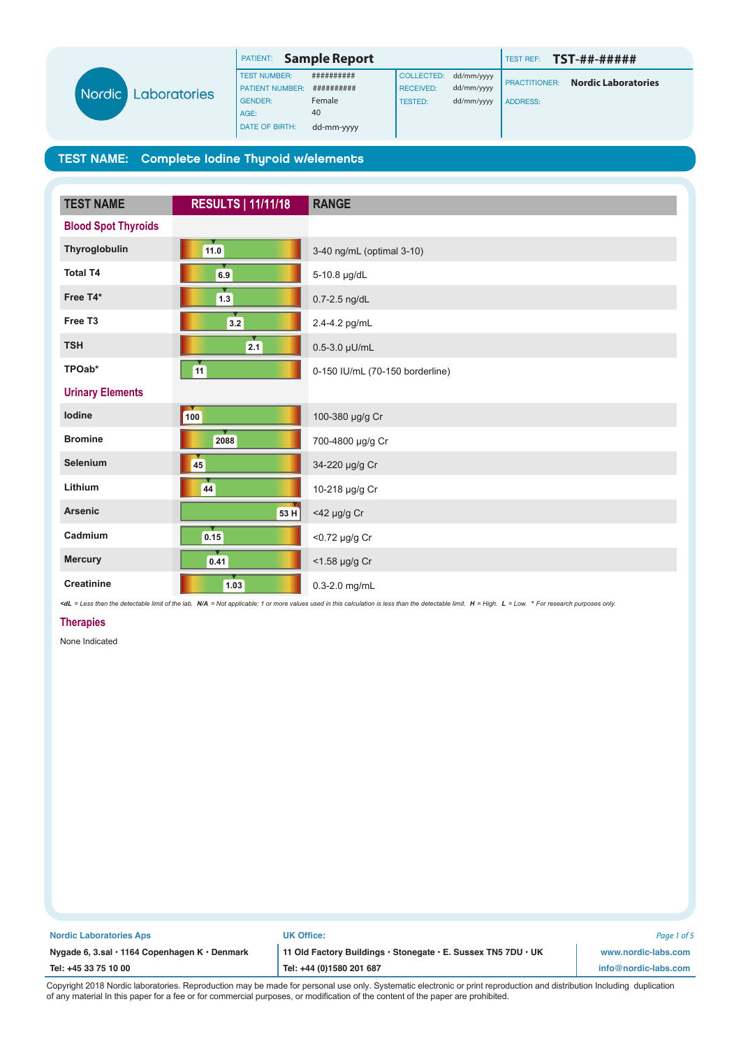**Nordic Laboratories**

| | | | |
|---|---|---|---|
| PATIENT: | **Sample Report** | TEST REF: | **TST-##-#####** |
| TEST NUMBER: | ########## | COLLECTED: | dd/mm/yyyy |
| PATIENT NUMBER: | ########## | RECEIVED: | dd/mm/yyyy |
| GENDER: | Female | TESTED: | dd/mm/yyyy |
| AGE: | 40 | PRACTITIONER: | **Nordic Laboratories** |
| DATE OF BIRTH: | dd-mm-yyyy | ADDRESS: | |

## TEST NAME: Complete Iodine Thyroid w/elements

| TEST NAME | RESULTS \| 11/11/18 | RANGE |
|---|---|---|
| **Blood Spot Thyroids** | | |
| Thyroglobulin | 11.0 | 3-40 ng/mL (optimal 3-10) |
| Total T4 | 6.9 | 5-10.8 µg/dL |
| Free T4* | 1.3 | 0.7-2.5 ng/dL |
| Free T3 | 3.2 | 2.4-4.2 pg/mL |
| TSH | 2.1 | 0.5-3.0 µU/mL |
| TPOab* | 11 | 0-150 IU/mL (70-150 borderline) |
| **Urinary Elements** | | |
| Iodine | 100 | 100-380 µg/g Cr |
| Bromine | 2088 | 700-4800 µg/g Cr |
| Selenium | 45 | 34-220 µg/g Cr |
| Lithium | 44 | 10-218 µg/g Cr |
| Arsenic | 53 H | <42 µg/g Cr |
| Cadmium | 0.15 | <0.72 µg/g Cr |
| Mercury | 0.41 | <1.58 µg/g Cr |
| Creatinine | 1.03 | 0.3-2.0 mg/mL |

*<dL = Less than the detectable limit of the lab. N/A = Not applicable; 1 or more values used in this calculation is less than the detectable limit. H = High. L = Low. * For research purposes only.*

### Therapies

None Indicated

**Nordic Laboratories Aps**
Nygade 6, 3.sal · 1164 Copenhagen K · Denmark
Tel: +45 33 75 10 00

**UK Office:**
11 Old Factory Buildings · Stonegate · E. Sussex TN5 7DU · UK
Tel: +44 (0)1580 201 687

www.nordic-labs.com
info@nordic-labs.com

Copyright 2018 Nordic laboratories. Reproduction may be made for personal use only. Systematic electronic or print reproduction and distribution Including duplication of any material In this paper for a fee or for commercial purposes, or modification of the content of the paper are prohibited.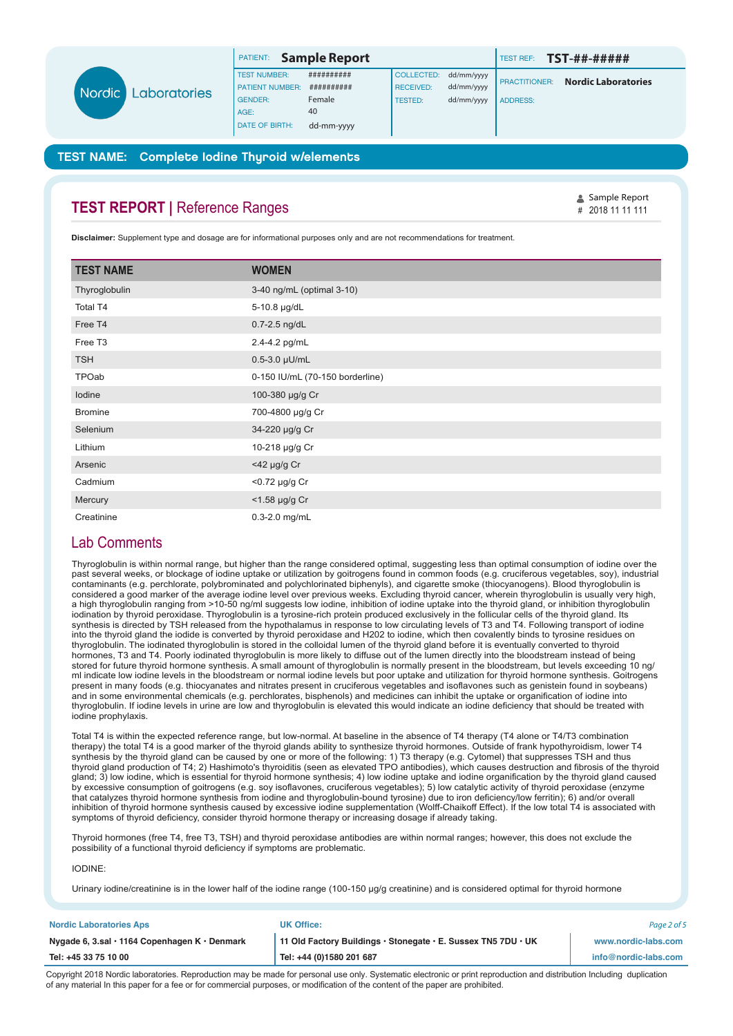| PATIENT: | Sample Report | | | TEST REF: | TST-##-##### |
|---|---|---|---|---|---|
| TEST NUMBER: | ########## | COLLECTED: | dd/mm/yyyy | PRACTITIONER: | Nordic Laboratories |
| PATIENT NUMBER: | ########## | RECEIVED: | dd/mm/yyyy | ADDRESS: | |
| GENDER: | Female | TESTED: | dd/mm/yyyy | | |
| AGE: | 40 | | | | |
| DATE OF BIRTH: | dd-mm-yyyy | | | | |

**TEST NAME: Complete Iodine Thyroid w/elements**

## TEST REPORT | Reference Ranges

Sample Report
\# 2018 11 11 111

**Disclaimer:** Supplement type and dosage are for informational purposes only and are not recommendations for treatment.

| TEST NAME | WOMEN |
|---|---|
| Thyroglobulin | 3-40 ng/mL (optimal 3-10) |
| Total T4 | 5-10.8 µg/dL |
| Free T4 | 0.7-2.5 ng/dL |
| Free T3 | 2.4-4.2 pg/mL |
| TSH | 0.5-3.0 µU/mL |
| TPOab | 0-150 IU/mL (70-150 borderline) |
| Iodine | 100-380 µg/g Cr |
| Bromine | 700-4800 µg/g Cr |
| Selenium | 34-220 µg/g Cr |
| Lithium | 10-218 µg/g Cr |
| Arsenic | <42 µg/g Cr |
| Cadmium | <0.72 µg/g Cr |
| Mercury | <1.58 µg/g Cr |
| Creatinine | 0.3-2.0 mg/mL |

## Lab Comments

Thyroglobulin is within normal range, but higher than the range considered optimal, suggesting less than optimal consumption of iodine over the past several weeks, or blockage of iodine uptake or utilization by goitrogens found in common foods (e.g. cruciferous vegetables, soy), industrial contaminants (e.g. perchlorate, polybrominated and polychlorinated biphenyls), and cigarette smoke (thiocyanogens). Blood thyroglobulin is considered a good marker of the average iodine level over previous weeks. Excluding thyroid cancer, wherein thyroglobulin is usually very high, a high thyroglobulin ranging from >10-50 ng/ml suggests low iodine, inhibition of iodine uptake into the thyroid gland, or inhibition thyroglobulin iodination by thyroid peroxidase. Thyroglobulin is a tyrosine-rich protein produced exclusively in the follicular cells of the thyroid gland. Its synthesis is directed by TSH released from the hypothalamus in response to low circulating levels of T3 and T4. Following transport of iodine into the thyroid gland the iodide is converted by thyroid peroxidase and H202 to iodine, which then covalently binds to tyrosine residues on thyroglobulin. The iodinated thyroglobulin is stored in the colloidal lumen of the thyroid gland before it is eventually converted to thyroid hormones, T3 and T4. Poorly iodinated thyroglobulin is more likely to diffuse out of the lumen directly into the bloodstream instead of being stored for future thyroid hormone synthesis. A small amount of thyroglobulin is normally present in the bloodstream, but levels exceeding 10 ng/ml indicate low iodine levels in the bloodstream or normal iodine levels but poor uptake and utilization for thyroid hormone synthesis. Goitrogens present in many foods (e.g. thiocyanates and nitrates present in cruciferous vegetables and isoflavones such as genistein found in soybeans) and in some environmental chemicals (e.g. perchlorates, bisphenols) and medicines can inhibit the uptake or organification of iodine into thyroglobulin. If iodine levels in urine are low and thyroglobulin is elevated this would indicate an iodine deficiency that should be treated with iodine prophylaxis.

Total T4 is within the expected reference range, but low-normal. At baseline in the absence of T4 therapy (T4 alone or T4/T3 combination therapy) the total T4 is a good marker of the thyroid glands ability to synthesize thyroid hormones. Outside of frank hypothyroidism, lower T4 synthesis by the thyroid gland can be caused by one or more of the following: 1) T3 therapy (e.g. Cytomel) that suppresses TSH and thus thyroid gland production of T4; 2) Hashimoto's thyroiditis (seen as elevated TPO antibodies), which causes destruction and fibrosis of the thyroid gland; 3) low iodine, which is essential for thyroid hormone synthesis; 4) low iodine uptake and iodine organification by the thyroid gland caused by excessive consumption of goitrogens (e.g. soy isoflavones, cruciferous vegetables); 5) low catalytic activity of thyroid peroxidase (enzyme that catalyzes thyroid hormone synthesis from iodine and thyroglobulin-bound tyrosine) due to iron deficiency/low ferritin); 6) and/or overall inhibition of thyroid hormone synthesis caused by excessive iodine supplementation (Wolff-Chaikoff Effect). If the low total T4 is associated with symptoms of thyroid deficiency, consider thyroid hormone therapy or increasing dosage if already taking.

Thyroid hormones (free T4, free T3, TSH) and thyroid peroxidase antibodies are within normal ranges; however, this does not exclude the possibility of a functional thyroid deficiency if symptoms are problematic.

IODINE:

Urinary iodine/creatinine is in the lower half of the iodine range (100-150 µg/g creatinine) and is considered optimal for thyroid hormone

| Nordic Laboratories Aps | UK Office: | |
|---|---|---|
| Nygade 6, 3.sal · 1164 Copenhagen K · Denmark | 11 Old Factory Buildings · Stonegate · E. Sussex TN5 7DU · UK | www.nordic-labs.com |
| Tel: +45 33 75 10 00 | Tel: +44 (0)1580 201 687 | info@nordic-labs.com |

Copyright 2018 Nordic laboratories. Reproduction may be made for personal use only. Systematic electronic or print reproduction and distribution Including duplication of any material In this paper for a fee or for commercial purposes, or modification of the content of the paper are prohibited.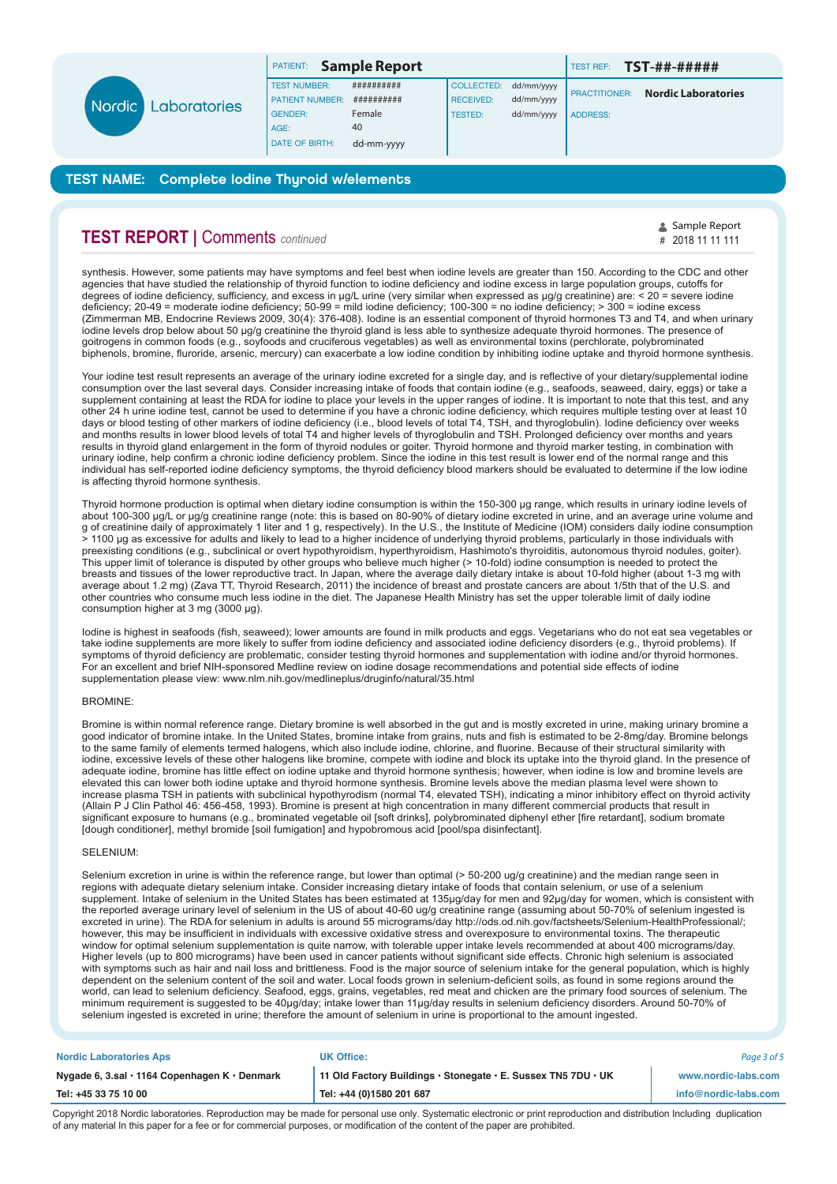| PATIENT: | **Sample Report** | | | TEST REF: | **TST-##-#####** |
|---|---|---|---|---|---|
| TEST NUMBER: | ########## | COLLECTED: | dd/mm/yyyy | PRACTITIONER: | **Nordic Laboratories** |
| PATIENT NUMBER: | ########## | RECEIVED: | dd/mm/yyyy | ADDRESS: | |
| GENDER: | Female | TESTED: | dd/mm/yyyy | | |
| AGE: | 40 | | | | |
| DATE OF BIRTH: | dd-mm-yyyy | | | | |

## TEST NAME: Complete Iodine Thyroid w/elements

## TEST REPORT | Comments *continued*

Sample Report
# 2018 11 11 111

synthesis. However, some patients may have symptoms and feel best when iodine levels are greater than 150. According to the CDC and other agencies that have studied the relationship of thyroid function to iodine deficiency and iodine excess in large population groups, cutoffs for degrees of iodine deficiency, sufficiency, and excess in µg/L urine (very similar when expressed as µg/g creatinine) are: < 20 = severe iodine deficiency; 20-49 = moderate iodine deficiency; 50-99 = mild iodine deficiency; 100-300 = no iodine deficiency; > 300 = iodine excess (Zimmerman MB, Endocrine Reviews 2009, 30(4): 376-408). Iodine is an essential component of thyroid hormones T3 and T4, and when urinary iodine levels drop below about 50 µg/g creatinine the thyroid gland is less able to synthesize adequate thyroid hormones. The presence of goitrogens in common foods (e.g., soyfoods and cruciferous vegetables) as well as environmental toxins (perchlorate, polybrominated biphenols, bromine, fluoride, arsenic, mercury) can exacerbate a low iodine condition by inhibiting iodine uptake and thyroid hormone synthesis.

Your iodine test result represents an average of the urinary iodine excreted for a single day, and is reflective of your dietary/supplemental iodine consumption over the last several days. Consider increasing intake of foods that contain iodine (e.g., seafoods, seaweed, dairy, eggs) or take a supplement containing at least the RDA for iodine to place your levels in the upper ranges of iodine. It is important to note that this test, and any other 24 h urine iodine test, cannot be used to determine if you have a chronic iodine deficiency, which requires multiple testing over at least 10 days or blood testing of other markers of iodine deficiency (i.e., blood levels of total T4, TSH, and thyroglobulin). Iodine deficiency over weeks and months results in lower blood levels of total T4 and higher levels of thyroglobulin and TSH. Prolonged deficiency over months and years results in thyroid gland enlargement in the form of thyroid nodules or goiter. Thyroid hormone and thyroid marker testing, in combination with urinary iodine, help confirm a chronic iodine deficiency problem. Since the iodine in this test result is lower end of the normal range and this individual has self-reported iodine deficiency symptoms, the thyroid deficiency blood markers should be evaluated to determine if the low iodine is affecting thyroid hormone synthesis.

Thyroid hormone production is optimal when dietary iodine consumption is within the 150-300 µg range, which results in urinary iodine levels of about 100-300 µg/L or µg/g creatinine range (note: this is based on 80-90% of dietary iodine excreted in urine, and an average urine volume and g of creatinine daily of approximately 1 liter and 1 g, respectively). In the U.S., the Institute of Medicine (IOM) considers daily iodine consumption > 1100 µg as excessive for adults and likely to lead to a higher incidence of underlying thyroid problems, particularly in those individuals with preexisting conditions (e.g., subclinical or overt hypothyroidism, hyperthyroidism, Hashimoto's thyroiditis, autonomous thyroid nodules, goiter). This upper limit of tolerance is disputed by other groups who believe much higher (> 10-fold) iodine consumption is needed to protect the breasts and tissues of the lower reproductive tract. In Japan, where the average daily dietary intake is about 10-fold higher (about 1-3 mg with average about 1.2 mg) (Zava TT, Thyroid Research, 2011) the incidence of breast and prostate cancers are about 1/5th that of the U.S. and other countries who consume much less iodine in the diet. The Japanese Health Ministry has set the upper tolerable limit of daily iodine consumption higher at 3 mg (3000 µg).

Iodine is highest in seafoods (fish, seaweed); lower amounts are found in milk products and eggs. Vegetarians who do not eat sea vegetables or take iodine supplements are more likely to suffer from iodine deficiency and associated iodine deficiency disorders (e.g., thyroid problems). If symptoms of thyroid deficiency are problematic, consider testing thyroid hormones and supplementation with iodine and/or thyroid hormones. For an excellent and brief NIH-sponsored Medline review on iodine dosage recommendations and potential side effects of iodine supplementation please view: www.nlm.nih.gov/medlineplus/druginfo/natural/35.html

BROMINE:

Bromine is within normal reference range. Dietary bromine is well absorbed in the gut and is mostly excreted in urine, making urinary bromine a good indicator of bromine intake. In the United States, bromine intake from grains, nuts and fish is estimated to be 2-8mg/day. Bromine belongs to the same family of elements termed halogens, which also include iodine, chlorine, and fluorine. Because of their structural similarity with iodine, excessive levels of these other halogens like bromine, compete with iodine and block its uptake into the thyroid gland. In the presence of adequate iodine, bromine has little effect on iodine uptake and thyroid hormone synthesis; however, when iodine is low and bromine levels are elevated this can lower both iodine uptake and thyroid hormone synthesis. Bromine levels above the median plasma level were shown to increase plasma TSH in patients with subclinical hypothyrodism (normal T4, elevated TSH), indicating a minor inhibitory effect on thyroid activity (Allain P J Clin Pathol 46: 456-458, 1993). Bromine is present at high concentration in many different commercial products that result in significant exposure to humans (e.g., brominated vegetable oil [soft drinks], polybrominated diphenyl ether [fire retardant], sodium bromate [dough conditioner], methyl bromide [soil fumigation] and hypobromous acid [pool/spa disinfectant].

SELENIUM:

Selenium excretion in urine is within the reference range, but lower than optimal (> 50-200 ug/g creatinine) and the median range seen in regions with adequate dietary selenium intake. Consider increasing dietary intake of foods that contain selenium, or use of a selenium supplement. Intake of selenium in the United States has been estimated at 135µg/day for men and 92µg/day for women, which is consistent with the reported average urinary level of selenium in the US of about 40-60 ug/g creatinine range (assuming about 50-70% of selenium ingested is excreted in urine). The RDA for selenium in adults is around 55 micrograms/day http://ods.od.nih.gov/factsheets/Selenium-HealthProfessional/; however, this may be insufficient in individuals with excessive oxidative stress and overexposure to environmental toxins. The therapeutic window for optimal selenium supplementation is quite narrow, with tolerable upper intake levels recommended at about 400 micrograms/day. Higher levels (up to 800 micrograms) have been used in cancer patients without significant side effects. Chronic high selenium is associated with symptoms such as hair and nail loss and brittleness. Food is the major source of selenium intake for the general population, which is highly dependent on the selenium content of the soil and water. Local foods grown in selenium-deficient soils, as found in some regions around the world, can lead to selenium deficiency. Seafood, eggs, grains, vegetables, red meat and chicken are the primary food sources of selenium. The minimum requirement is suggested to be 40µg/day; intake lower than 11µg/day results in selenium deficiency disorders. Around 50-70% of selenium ingested is excreted in urine; therefore the amount of selenium in urine is proportional to the amount ingested.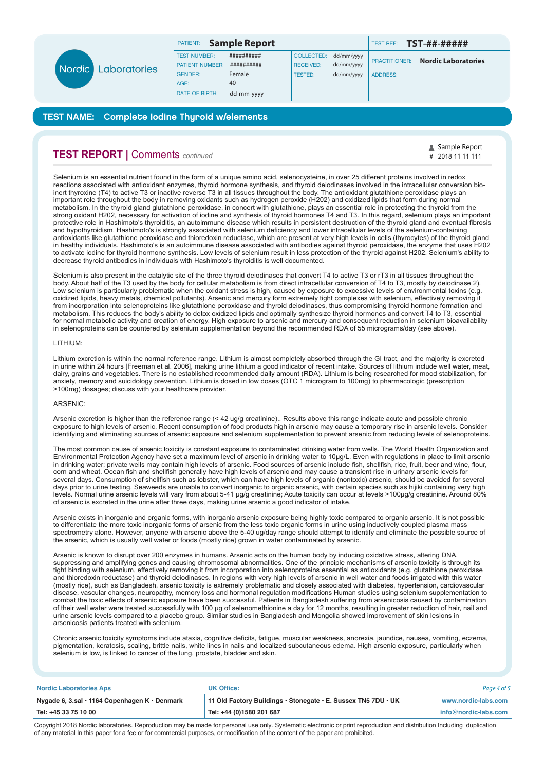| PATIENT: **Sample Report** | | | | TEST REF: **TST-##-#####** |
|---|---|---|---|---|
| TEST NUMBER: | ########## | COLLECTED: | dd/mm/yyyy | PRACTITIONER: **Nordic Laboratories** |
| PATIENT NUMBER: | ########## | RECEIVED: | dd/mm/yyyy | ADDRESS: |
| GENDER: | Female | TESTED: | dd/mm/yyyy | |
| AGE: | 40 | | | |
| DATE OF BIRTH: | dd-mm-yyyy | | | |

**TEST NAME: Complete Iodine Thyroid w/elements**

## TEST REPORT | Comments *continued*

Sample Report
# 2018 11 11 111

Selenium is an essential nutrient found in the form of a unique amino acid, selenocysteine, in over 25 different proteins involved in redox reactions associated with antioxidant enzymes, thyroid hormone synthesis, and thyroid deiodinases involved in the intracellular conversion bio-inert thyroxine (T4) to active T3 or inactive reverse T3 in all tissues throughout the body. The antioxidant glutathione peroxidase plays an important role throughout the body in removing oxidants such as hydrogen peroxide (H202) and oxidized lipids that form during normal metabolism. In the thyroid gland glutathione peroxidase, in concert with glutathione, plays an essential role in protecting the thyroid from the strong oxidant H202, necessary for activation of iodine and synthesis of thyroid hormones T4 and T3. In this regard, selenium plays an important protective role in Hashimoto's thyroiditis, an autoimmune disease which results in persistent destruction of the thyroid gland and eventual fibrosis and hypothyroidism. Hashimoto's is strongly associated with selenium deficiency and lower intracellular levels of the selenium-containing antioxidants like glutathione peroxidase and thioredoxin reductase, which are present at very high levels in cells (thyrocytes) of the thyroid gland in healthy individuals. Hashimoto's is an autoimmune disease associated with antibodies against thyroid peroxidase, the enzyme that uses H202 to activate iodine for thyroid hormone synthesis. Low levels of selenium result in less protection of the thyroid against H202. Selenium's ability to decrease thyroid antibodies in individuals with Hashimoto's thyroiditis is well documented.

Selenium is also present in the catalytic site of the three thyroid deiodinases that convert T4 to active T3 or rT3 in all tissues throughout the body. About half of the T3 used by the body for cellular metabolism is from direct intracellular conversion of T4 to T3, mostly by deiodinase 2). Low selenium is particularly problematic when the oxidant stress is high, caused by exposure to excessive levels of environmental toxins (e.g. oxidized lipids, heavy metals, chemical pollutants). Arsenic and mercury form extremely tight complexes with selenium, effectively removing it from incorporation into selenoproteins like glutathione peroxidase and thyroid deiodinases, thus compromising thyroid hormone formation and metabolism. This reduces the body's ability to detox oxidized lipids and optimally synthesize thyroid hormones and convert T4 to T3, essential for normal metabolic activity and creation of energy. High exposure to arsenic and mercury and consequent reduction in selenium bioavailability in selenoproteins can be countered by selenium supplementation beyond the recommended RDA of 55 micrograms/day (see above).

LITHIUM:

Lithium excretion is within the normal reference range. Lithium is almost completely absorbed through the GI tract, and the majority is excreted in urine within 24 hours [Freeman et al. 2006], making urine lithium a good indicator of recent intake. Sources of lithium include well water, meat, dairy, grains and vegetables. There is no established recommended daily amount (RDA). Lithium is being researched for mood stabilization, for anxiety, memory and suicidology prevention. Lithium is dosed in low doses (OTC 1 microgram to 100mg) to pharmacologic (prescription >100mg) dosages; discuss with your healthcare provider.

ARSENIC:

Arsenic excretion is higher than the reference range (< 42 ug/g creatinine).. Results above this range indicate acute and possible chronic exposure to high levels of arsenic. Recent consumption of food products high in arsenic may cause a temporary rise in arsenic levels. Consider identifying and eliminating sources of arsenic exposure and selenium supplementation to prevent arsenic from reducing levels of selenoproteins.

The most common cause of arsenic toxicity is constant exposure to contaminated drinking water from wells. The World Health Organization and Environmental Protection Agency have set a maximum level of arsenic in drinking water to 10µg/L. Even with regulations in place to limit arsenic in drinking water; private wells may contain high levels of arsenic. Food sources of arsenic include fish, shellfish, rice, fruit, beer and wine, flour, corn and wheat. Ocean fish and shellfish generally have high levels of arsenic and may cause a transient rise in urinary arsenic levels for several days. Consumption of shellfish such as lobster, which can have high levels of organic (nontoxic) arsenic, should be avoided for several days prior to urine testing. Seaweeds are unable to convert inorganic to organic arsenic, with certain species such as hijiki containing very high levels. Normal urine arsenic levels will vary from about 5-41 µg/g creatinine; Acute toxicity can occur at levels >100µg/g creatinine. Around 80% of arsenic is excreted in the urine after three days, making urine arsenic a good indicator of intake.

Arsenic exists in inorganic and organic forms, with inorganic arsenic exposure being highly toxic compared to organic arsenic. It is not possible to differentiate the more toxic inorganic forms of arsenic from the less toxic organic forms in urine using inductively coupled plasma mass spectrometry alone. However, anyone with arsenic above the 5-40 ug/day range should attempt to identify and eliminate the possible source of the arsenic, which is usually well water or foods (mostly rice) grown in water contaminated by arsenic.

Arsenic is known to disrupt over 200 enzymes in humans. Arsenic acts on the human body by inducing oxidative stress, altering DNA, suppressing and amplifying genes and causing chromosomal abnormalities. One of the principle mechanisms of arsenic toxicity is through its tight binding with selenium, effectively removing it from incorporation into selenoproteins essential as antioxidants (e.g. glutathione peroxidase and thioredoxin reductase) and thyroid deiodinases. In regions with very high levels of arsenic in well water and foods irrigated with this water (mostly rice), such as Bangladesh, arsenic toxicity is extremely problematic and closely associated with diabetes, hypertension, cardiovascular disease, vascular changes, neuropathy, memory loss and hormonal regulation modifications Human studies using selenium supplementation to combat the toxic effects of arsenic exposure have been successful. Patients in Bangladesh suffering from arsenicosis caused by contamination of their well water were treated successfully with 100 µg of selenomethionine a day for 12 months, resulting in greater reduction of hair, nail and urine arsenic levels compared to a placebo group. Similar studies in Bangladesh and Mongolia showed improvement of skin lesions in arsenicosis patients treated with selenium.

Chronic arsenic toxicity symptoms include ataxia, cognitive deficits, fatigue, muscular weakness, anorexia, jaundice, nausea, vomiting, eczema, pigmentation, keratosis, scaling, brittle nails, white lines in nails and localized subcutaneous edema. High arsenic exposure, particularly when selenium is low, is linked to cancer of the lung, prostate, bladder and skin.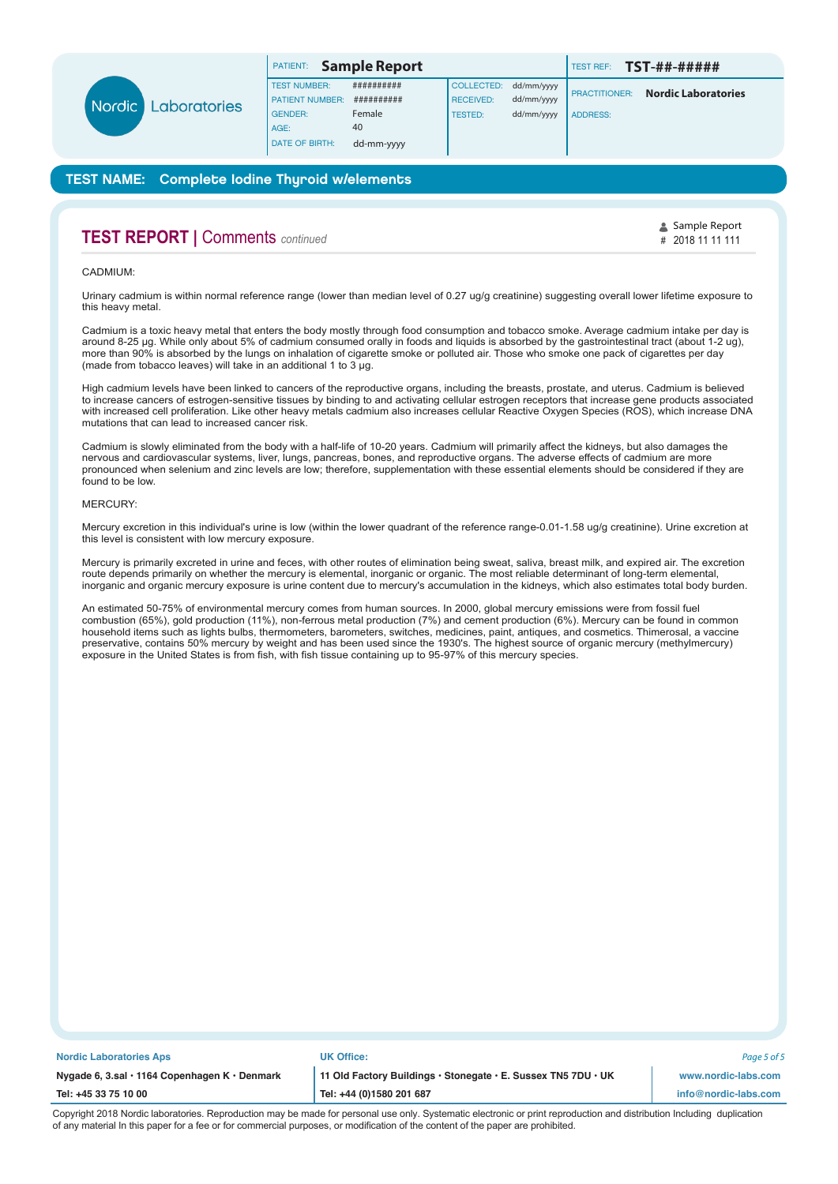| PATIENT: | Sample Report | | | TEST REF: | TST-##-##### |
|---|---|---|---|---|---|
| TEST NUMBER: | ########## | COLLECTED: | dd/mm/yyyy | PRACTITIONER: | Nordic Laboratories |
| PATIENT NUMBER: | ########## | RECEIVED: | dd/mm/yyyy | ADDRESS: | |
| GENDER: | Female | TESTED: | dd/mm/yyyy | | |
| AGE: | 40 | | | | |
| DATE OF BIRTH: | dd-mm-yyyy | | | | |

**TEST NAME: Complete Iodine Thyroid w/elements**

## TEST REPORT | Comments *continued*

Sample Report
# 2018 11 11 111

CADMIUM:

Urinary cadmium is within normal reference range (lower than median level of 0.27 ug/g creatinine) suggesting overall lower lifetime exposure to this heavy metal.

Cadmium is a toxic heavy metal that enters the body mostly through food consumption and tobacco smoke. Average cadmium intake per day is around 8-25 µg. While only about 5% of cadmium consumed orally in foods and liquids is absorbed by the gastrointestinal tract (about 1-2 ug), more than 90% is absorbed by the lungs on inhalation of cigarette smoke or polluted air. Those who smoke one pack of cigarettes per day (made from tobacco leaves) will take in an additional 1 to 3 µg.

High cadmium levels have been linked to cancers of the reproductive organs, including the breasts, prostate, and uterus. Cadmium is believed to increase cancers of estrogen-sensitive tissues by binding to and activating cellular estrogen receptors that increase gene products associated with increased cell proliferation. Like other heavy metals cadmium also increases cellular Reactive Oxygen Species (ROS), which increase DNA mutations that can lead to increased cancer risk.

Cadmium is slowly eliminated from the body with a half-life of 10-20 years. Cadmium will primarily affect the kidneys, but also damages the nervous and cardiovascular systems, liver, lungs, pancreas, bones, and reproductive organs. The adverse effects of cadmium are more pronounced when selenium and zinc levels are low; therefore, supplementation with these essential elements should be considered if they are found to be low.

MERCURY:

Mercury excretion in this individual's urine is low (within the lower quadrant of the reference range-0.01-1.58 ug/g creatinine). Urine excretion at this level is consistent with low mercury exposure.

Mercury is primarily excreted in urine and feces, with other routes of elimination being sweat, saliva, breast milk, and expired air. The excretion route depends primarily on whether the mercury is elemental, inorganic or organic. The most reliable determinant of long-term elemental, inorganic and organic mercury exposure is urine content due to mercury's accumulation in the kidneys, which also estimates total body burden.

An estimated 50-75% of environmental mercury comes from human sources. In 2000, global mercury emissions were from fossil fuel combustion (65%), gold production (11%), non-ferrous metal production (7%) and cement production (6%). Mercury can be found in common household items such as lights bulbs, thermometers, barometers, switches, medicines, paint, antiques, and cosmetics. Thimerosal, a vaccine preservative, contains 50% mercury by weight and has been used since the 1930's. The highest source of organic mercury (methylmercury) exposure in the United States is from fish, with fish tissue containing up to 95-97% of this mercury species.

**Nordic Laboratories Aps**
**Nygade 6, 3.sal · 1164 Copenhagen K · Denmark**
**Tel: +45 33 75 10 00**

**UK Office:**
**11 Old Factory Buildings · Stonegate · E. Sussex TN5 7DU · UK**
**Tel: +44 (0)1580 201 687**

**www.nordic-labs.com**
**info@nordic-labs.com**

Copyright 2018 Nordic laboratories. Reproduction may be made for personal use only. Systematic electronic or print reproduction and distribution Including duplication of any material In this paper for a fee or for commercial purposes, or modification of the content of the paper are prohibited.